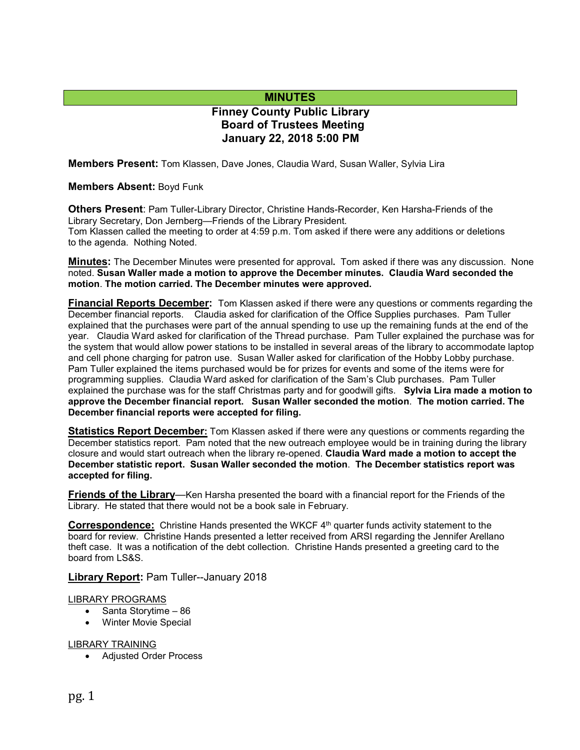# MINUTES

## Finney County Public Library
## Board of Trustees Meeting
## January 22, 2018 5:00 PM

**Members Present:** Tom Klassen, Dave Jones, Claudia Ward, Susan Waller, Sylvia Lira

**Members Absent:** Boyd Funk

**Others Present**: Pam Tuller-Library Director, Christine Hands-Recorder, Ken Harsha-Friends of the Library Secretary, Don Jernberg—Friends of the Library President.
Tom Klassen called the meeting to order at 4:59 p.m. Tom asked if there were any additions or deletions to the agenda. Nothing Noted.

**Minutes:** The December Minutes were presented for approval**.** Tom asked if there was any discussion. None noted. **Susan Waller made a motion to approve the December minutes. Claudia Ward seconded the motion**. **The motion carried. The December minutes were approved.**

**Financial Reports December:** Tom Klassen asked if there were any questions or comments regarding the December financial reports. Claudia asked for clarification of the Office Supplies purchases. Pam Tuller explained that the purchases were part of the annual spending to use up the remaining funds at the end of the year. Claudia Ward asked for clarification of the Thread purchase. Pam Tuller explained the purchase was for the system that would allow power stations to be installed in several areas of the library to accommodate laptop and cell phone charging for patron use. Susan Waller asked for clarification of the Hobby Lobby purchase. Pam Tuller explained the items purchased would be for prizes for events and some of the items were for programming supplies. Claudia Ward asked for clarification of the Sam's Club purchases. Pam Tuller explained the purchase was for the staff Christmas party and for goodwill gifts. **Sylvia Lira made a motion to approve the December financial report. Susan Waller seconded the motion**. **The motion carried. The December financial reports were accepted for filing.**

**Statistics Report December:** Tom Klassen asked if there were any questions or comments regarding the December statistics report. Pam noted that the new outreach employee would be in training during the library closure and would start outreach when the library re-opened. **Claudia Ward made a motion to accept the December statistic report. Susan Waller seconded the motion**. **The December statistics report was accepted for filing.**

**Friends of the Library**—Ken Harsha presented the board with a financial report for the Friends of the Library. He stated that there would not be a book sale in February.

**Correspondence:** Christine Hands presented the WKCF 4th quarter funds activity statement to the board for review. Christine Hands presented a letter received from ARSI regarding the Jennifer Arellano theft case. It was a notification of the debt collection. Christine Hands presented a greeting card to the board from LS&S.

**Library Report:** Pam Tuller--January 2018

LIBRARY PROGRAMS

- Santa Storytime – 86
- Winter Movie Special

LIBRARY TRAINING

- Adjusted Order Process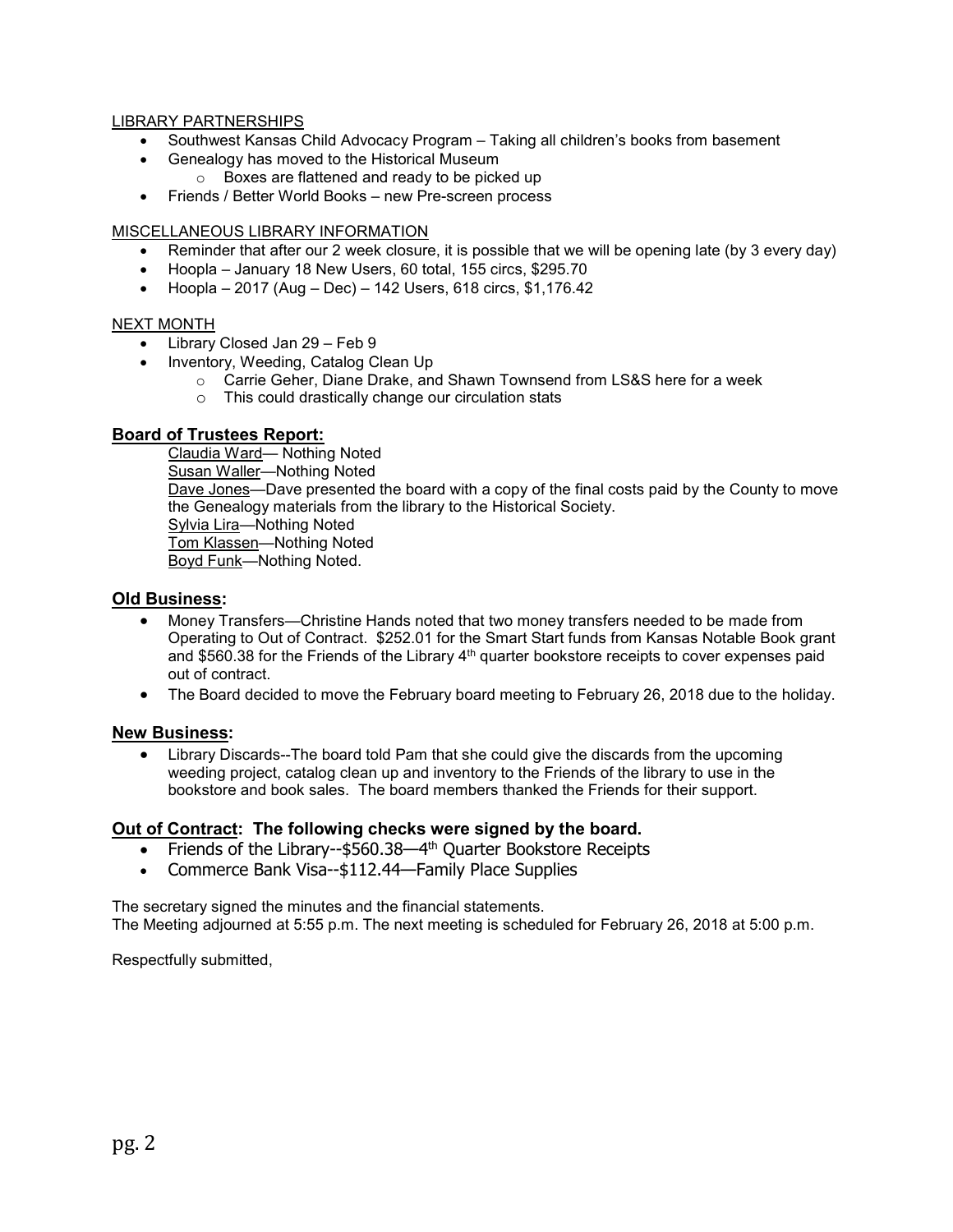LIBRARY PARTNERSHIPS

- Southwest Kansas Child Advocacy Program – Taking all children's books from basement
- Genealogy has moved to the Historical Museum
  - Boxes are flattened and ready to be picked up
- Friends / Better World Books – new Pre-screen process

MISCELLANEOUS LIBRARY INFORMATION

- Reminder that after our 2 week closure, it is possible that we will be opening late (by 3 every day)
- Hoopla – January 18 New Users, 60 total, 155 circs, $295.70
- Hoopla – 2017 (Aug – Dec) – 142 Users, 618 circs, $1,176.42

NEXT MONTH

- Library Closed Jan 29 – Feb 9
- Inventory, Weeding, Catalog Clean Up
  - Carrie Geher, Diane Drake, and Shawn Townsend from LS&S here for a week
  - This could drastically change our circulation stats

## Board of Trustees Report:

Claudia Ward— Nothing Noted
Susan Waller—Nothing Noted
Dave Jones—Dave presented the board with a copy of the final costs paid by the County to move the Genealogy materials from the library to the Historical Society.
Sylvia Lira—Nothing Noted
Tom Klassen—Nothing Noted
Boyd Funk—Nothing Noted.

## Old Business:

- Money Transfers—Christine Hands noted that two money transfers needed to be made from Operating to Out of Contract. $252.01 for the Smart Start funds from Kansas Notable Book grant and $560.38 for the Friends of the Library 4th quarter bookstore receipts to cover expenses paid out of contract.
- The Board decided to move the February board meeting to February 26, 2018 due to the holiday.

## New Business:

- Library Discards--The board told Pam that she could give the discards from the upcoming weeding project, catalog clean up and inventory to the Friends of the library to use in the bookstore and book sales. The board members thanked the Friends for their support.

## Out of Contract: The following checks were signed by the board.

- Friends of the Library--$560.38—4th Quarter Bookstore Receipts
- Commerce Bank Visa--$112.44—Family Place Supplies

The secretary signed the minutes and the financial statements.
The Meeting adjourned at 5:55 p.m. The next meeting is scheduled for February 26, 2018 at 5:00 p.m.

Respectfully submitted,